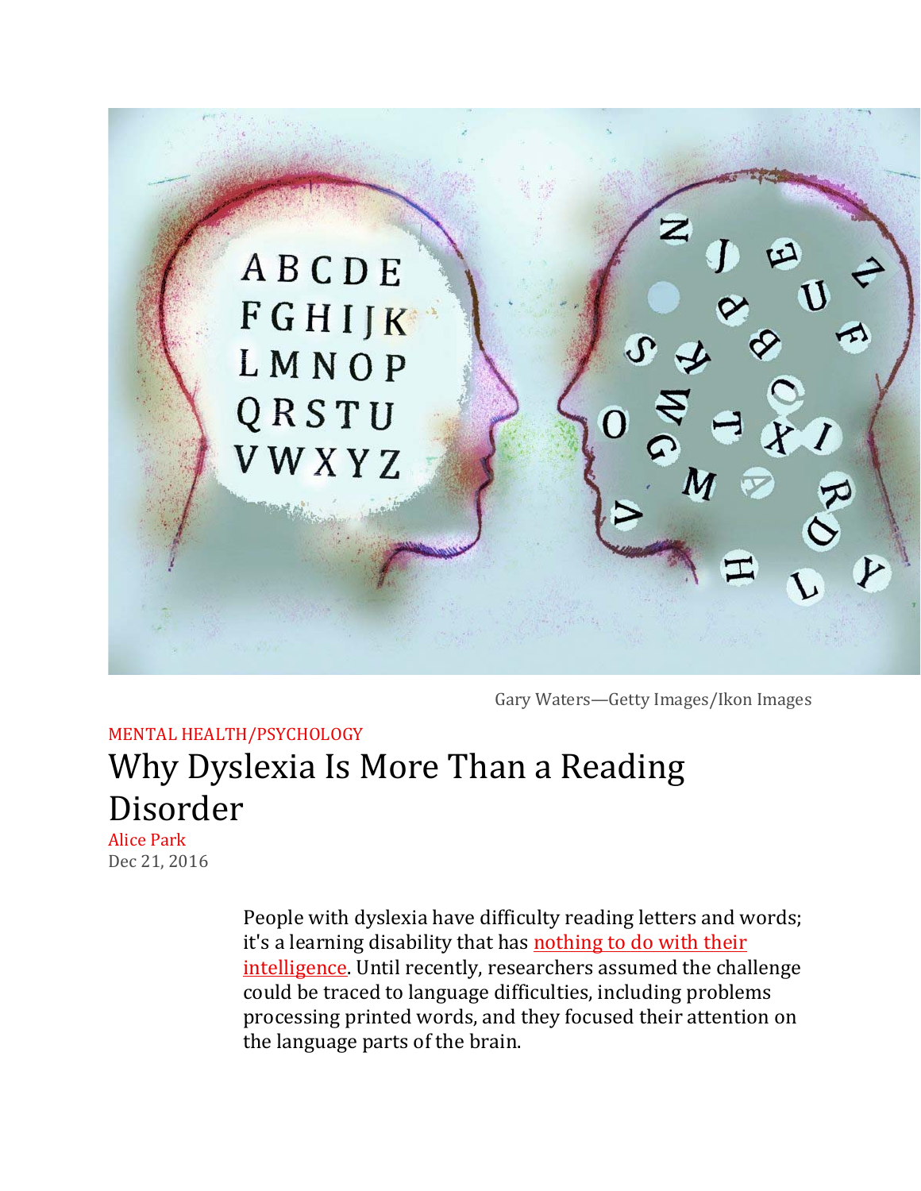Gary Waters—Getty Images/Ikon Images

MENTAL HEALTH/PSYCHOLOGY

# Why Dyslexia Is More Than a Reading Disorder

Alice Park
Dec 21, 2016

People with dyslexia have difficulty reading letters and words; it's a learning disability that has nothing to do with their intelligence. Until recently, researchers assumed the challenge could be traced to language difficulties, including problems processing printed words, and they focused their attention on the language parts of the brain.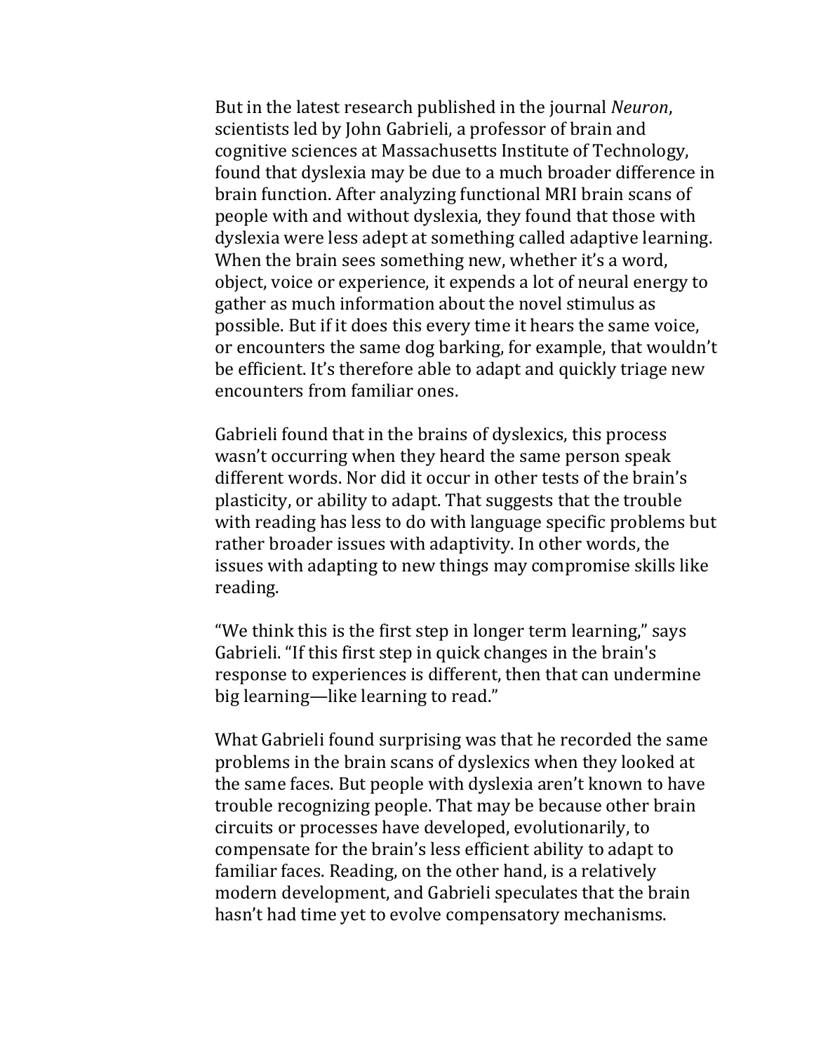But in the latest research published in the journal *Neuron*, scientists led by John Gabrieli, a professor of brain and cognitive sciences at Massachusetts Institute of Technology, found that dyslexia may be due to a much broader difference in brain function. After analyzing functional MRI brain scans of people with and without dyslexia, they found that those with dyslexia were less adept at something called adaptive learning. When the brain sees something new, whether it's a word, object, voice or experience, it expends a lot of neural energy to gather as much information about the novel stimulus as possible. But if it does this every time it hears the same voice, or encounters the same dog barking, for example, that wouldn't be efficient. It's therefore able to adapt and quickly triage new encounters from familiar ones.

Gabrieli found that in the brains of dyslexics, this process wasn't occurring when they heard the same person speak different words. Nor did it occur in other tests of the brain's plasticity, or ability to adapt. That suggests that the trouble with reading has less to do with language specific problems but rather broader issues with adaptivity. In other words, the issues with adapting to new things may compromise skills like reading.

"We think this is the first step in longer term learning," says Gabrieli. "If this first step in quick changes in the brain's response to experiences is different, then that can undermine big learning—like learning to read."

What Gabrieli found surprising was that he recorded the same problems in the brain scans of dyslexics when they looked at the same faces. But people with dyslexia aren't known to have trouble recognizing people. That may be because other brain circuits or processes have developed, evolutionarily, to compensate for the brain's less efficient ability to adapt to familiar faces. Reading, on the other hand, is a relatively modern development, and Gabrieli speculates that the brain hasn't had time yet to evolve compensatory mechanisms.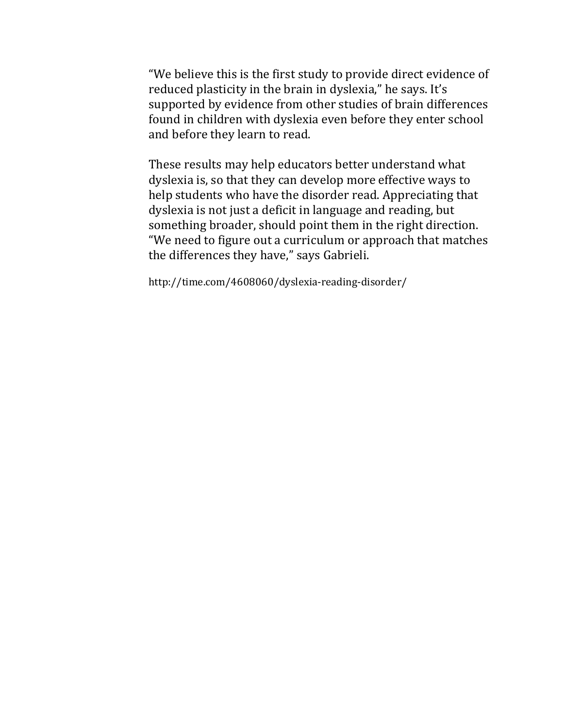"We believe this is the first study to provide direct evidence of reduced plasticity in the brain in dyslexia," he says. It's supported by evidence from other studies of brain differences found in children with dyslexia even before they enter school and before they learn to read.

These results may help educators better understand what dyslexia is, so that they can develop more effective ways to help students who have the disorder read. Appreciating that dyslexia is not just a deficit in language and reading, but something broader, should point them in the right direction. "We need to figure out a curriculum or approach that matches the differences they have," says Gabrieli.

http://time.com/4608060/dyslexia-reading-disorder/